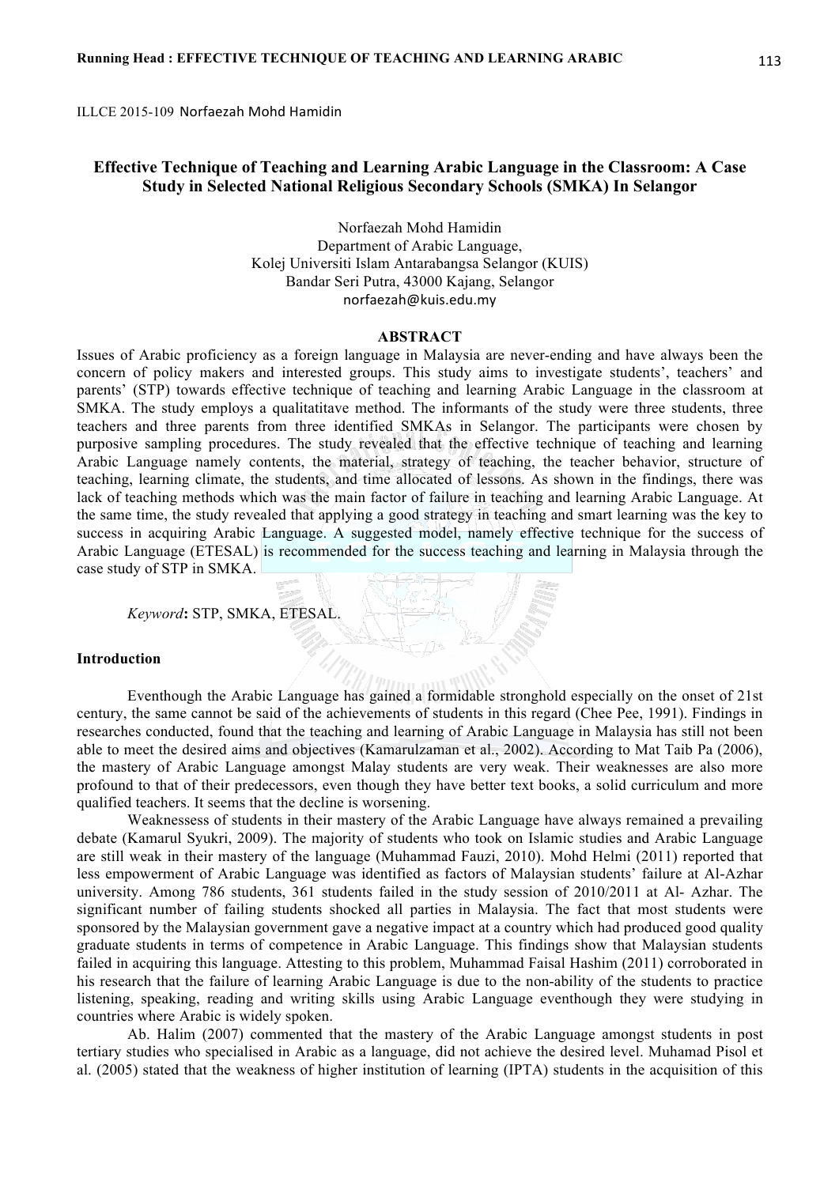ILLCE 2015-109 Norfaezah Mohd Hamidin

# Effective Technique of Teaching and Learning Arabic Language in the Classroom: A Case Study in Selected National Religious Secondary Schools (SMKA) In Selangor

Norfaezah Mohd Hamidin
Department of Arabic Language,
Kolej Universiti Islam Antarabangsa Selangor (KUIS)
Bandar Seri Putra, 43000 Kajang, Selangor
norfaezah@kuis.edu.my

## ABSTRACT

Issues of Arabic proficiency as a foreign language in Malaysia are never-ending and have always been the concern of policy makers and interested groups. This study aims to investigate students', teachers' and parents' (STP) towards effective technique of teaching and learning Arabic Language in the classroom at SMKA. The study employs a qualitatitave method. The informants of the study were three students, three teachers and three parents from three identified SMKAs in Selangor. The participants were chosen by purposive sampling procedures. The study revealed that the effective technique of teaching and learning Arabic Language namely contents, the material, strategy of teaching, the teacher behavior, structure of teaching, learning climate, the students, and time allocated of lessons. As shown in the findings, there was lack of teaching methods which was the main factor of failure in teaching and learning Arabic Language. At the same time, the study revealed that applying a good strategy in teaching and smart learning was the key to success in acquiring Arabic Language. A suggested model, namely effective technique for the success of Arabic Language (ETESAL) is recommended for the success teaching and learning in Malaysia through the case study of STP in SMKA.

*Keyword*: STP, SMKA, ETESAL.

## Introduction

Eventhough the Arabic Language has gained a formidable stronghold especially on the onset of 21st century, the same cannot be said of the achievements of students in this regard (Chee Pee, 1991). Findings in researches conducted, found that the teaching and learning of Arabic Language in Malaysia has still not been able to meet the desired aims and objectives (Kamarulzaman et al., 2002). According to Mat Taib Pa (2006), the mastery of Arabic Language amongst Malay students are very weak. Their weaknesses are also more profound to that of their predecessors, even though they have better text books, a solid curriculum and more qualified teachers. It seems that the decline is worsening.

Weaknessess of students in their mastery of the Arabic Language have always remained a prevailing debate (Kamarul Syukri, 2009). The majority of students who took on Islamic studies and Arabic Language are still weak in their mastery of the language (Muhammad Fauzi, 2010). Mohd Helmi (2011) reported that less empowerment of Arabic Language was identified as factors of Malaysian students' failure at Al-Azhar university. Among 786 students, 361 students failed in the study session of 2010/2011 at Al- Azhar. The significant number of failing students shocked all parties in Malaysia. The fact that most students were sponsored by the Malaysian government gave a negative impact at a country which had produced good quality graduate students in terms of competence in Arabic Language. This findings show that Malaysian students failed in acquiring this language. Attesting to this problem, Muhammad Faisal Hashim (2011) corroborated in his research that the failure of learning Arabic Language is due to the non-ability of the students to practice listening, speaking, reading and writing skills using Arabic Language eventhough they were studying in countries where Arabic is widely spoken.

Ab. Halim (2007) commented that the mastery of the Arabic Language amongst students in post tertiary studies who specialised in Arabic as a language, did not achieve the desired level. Muhamad Pisol et al. (2005) stated that the weakness of higher institution of learning (IPTA) students in the acquisition of this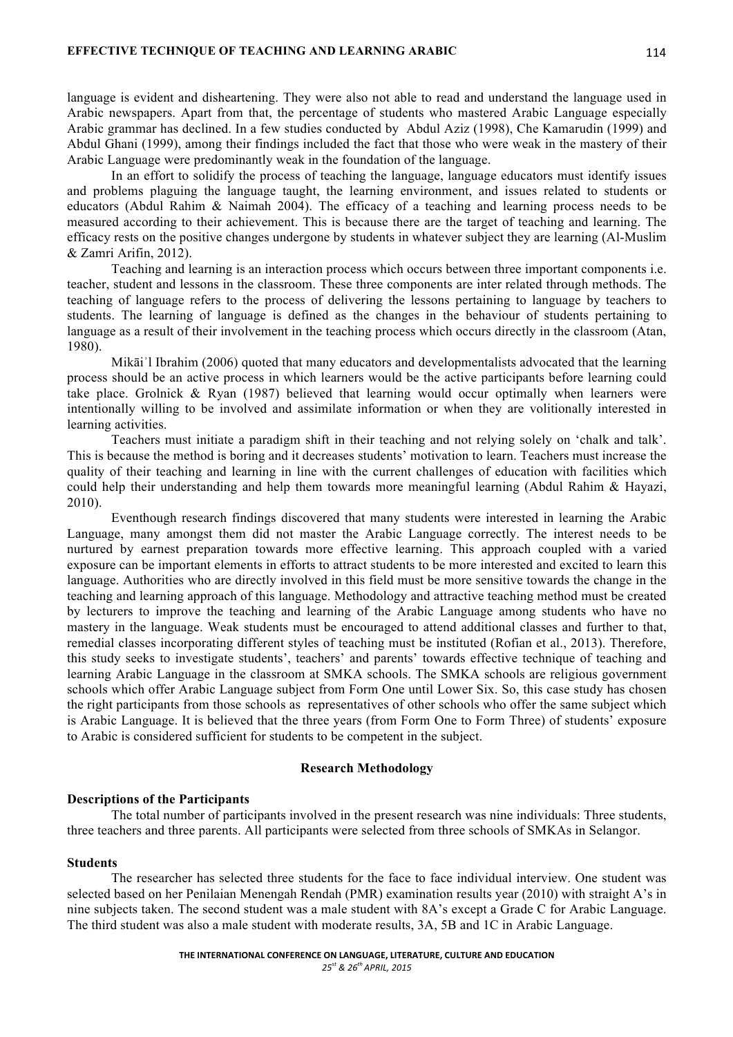language is evident and disheartening. They were also not able to read and understand the language used in Arabic newspapers. Apart from that, the percentage of students who mastered Arabic Language especially Arabic grammar has declined. In a few studies conducted by Abdul Aziz (1998), Che Kamarudin (1999) and Abdul Ghani (1999), among their findings included the fact that those who were weak in the mastery of their Arabic Language were predominantly weak in the foundation of the language.

In an effort to solidify the process of teaching the language, language educators must identify issues and problems plaguing the language taught, the learning environment, and issues related to students or educators (Abdul Rahim & Naimah 2004). The efficacy of a teaching and learning process needs to be measured according to their achievement. This is because there are the target of teaching and learning. The efficacy rests on the positive changes undergone by students in whatever subject they are learning (Al-Muslim & Zamri Arifin, 2012).

Teaching and learning is an interaction process which occurs between three important components i.e. teacher, student and lessons in the classroom. These three components are inter related through methods. The teaching of language refers to the process of delivering the lessons pertaining to language by teachers to students. The learning of language is defined as the changes in the behaviour of students pertaining to language as a result of their involvement in the teaching process which occurs directly in the classroom (Atan, 1980).

Mikāiʾl Ibrahim (2006) quoted that many educators and developmentalists advocated that the learning process should be an active process in which learners would be the active participants before learning could take place. Grolnick & Ryan (1987) believed that learning would occur optimally when learners were intentionally willing to be involved and assimilate information or when they are volitionally interested in learning activities.

Teachers must initiate a paradigm shift in their teaching and not relying solely on 'chalk and talk'. This is because the method is boring and it decreases students' motivation to learn. Teachers must increase the quality of their teaching and learning in line with the current challenges of education with facilities which could help their understanding and help them towards more meaningful learning (Abdul Rahim & Hayazi, 2010).

Eventhough research findings discovered that many students were interested in learning the Arabic Language, many amongst them did not master the Arabic Language correctly. The interest needs to be nurtured by earnest preparation towards more effective learning. This approach coupled with a varied exposure can be important elements in efforts to attract students to be more interested and excited to learn this language. Authorities who are directly involved in this field must be more sensitive towards the change in the teaching and learning approach of this language. Methodology and attractive teaching method must be created by lecturers to improve the teaching and learning of the Arabic Language among students who have no mastery in the language. Weak students must be encouraged to attend additional classes and further to that, remedial classes incorporating different styles of teaching must be instituted (Rofian et al., 2013). Therefore, this study seeks to investigate students', teachers' and parents' towards effective technique of teaching and learning Arabic Language in the classroom at SMKA schools. The SMKA schools are religious government schools which offer Arabic Language subject from Form One until Lower Six. So, this case study has chosen the right participants from those schools as representatives of other schools who offer the same subject which is Arabic Language. It is believed that the three years (from Form One to Form Three) of students' exposure to Arabic is considered sufficient for students to be competent in the subject.

## Research Methodology

### Descriptions of the Participants

The total number of participants involved in the present research was nine individuals: Three students, three teachers and three parents. All participants were selected from three schools of SMKAs in Selangor.

### Students

The researcher has selected three students for the face to face individual interview. One student was selected based on her Penilaian Menengah Rendah (PMR) examination results year (2010) with straight A's in nine subjects taken. The second student was a male student with 8A's except a Grade C for Arabic Language. The third student was also a male student with moderate results, 3A, 5B and 1C in Arabic Language.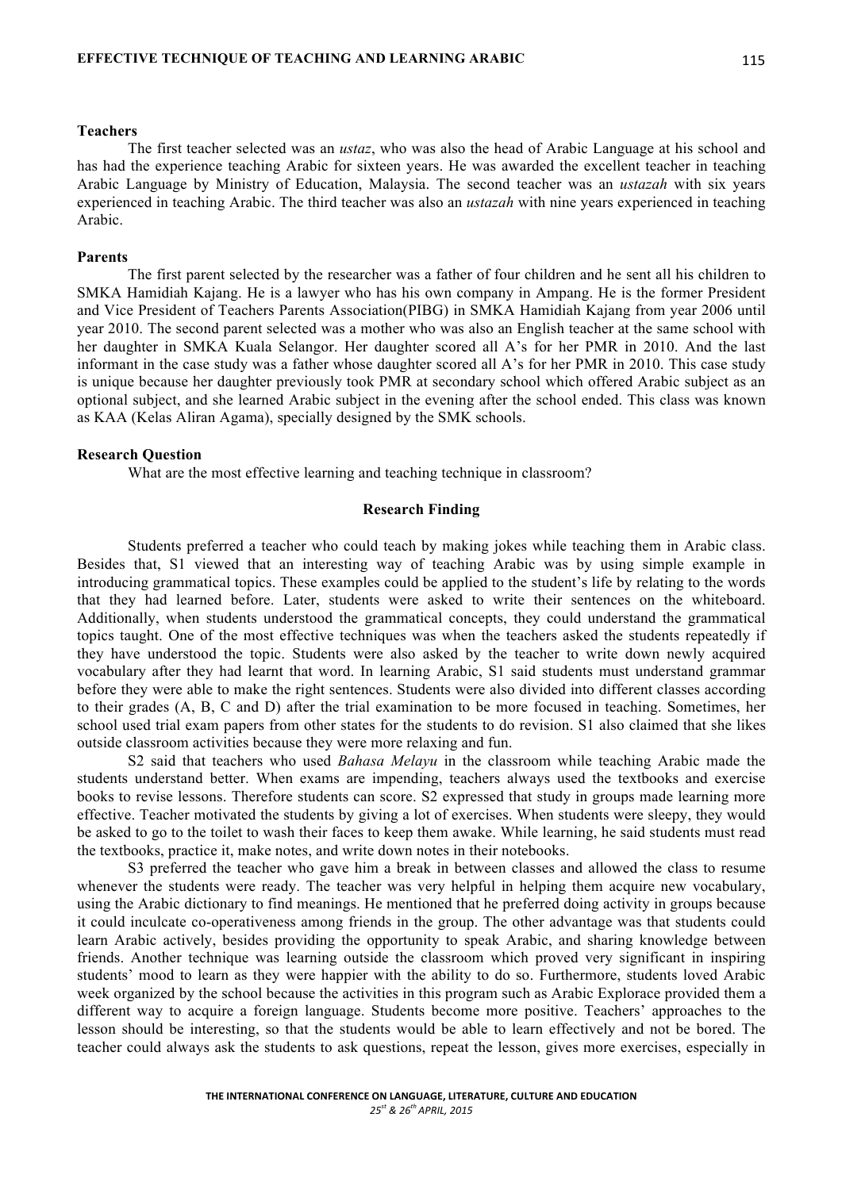**Teachers**

The first teacher selected was an *ustaz*, who was also the head of Arabic Language at his school and has had the experience teaching Arabic for sixteen years. He was awarded the excellent teacher in teaching Arabic Language by Ministry of Education, Malaysia. The second teacher was an *ustazah* with six years experienced in teaching Arabic. The third teacher was also an *ustazah* with nine years experienced in teaching Arabic.

**Parents**

The first parent selected by the researcher was a father of four children and he sent all his children to SMKA Hamidiah Kajang. He is a lawyer who has his own company in Ampang. He is the former President and Vice President of Teachers Parents Association(PIBG) in SMKA Hamidiah Kajang from year 2006 until year 2010. The second parent selected was a mother who was also an English teacher at the same school with her daughter in SMKA Kuala Selangor. Her daughter scored all A's for her PMR in 2010. And the last informant in the case study was a father whose daughter scored all A's for her PMR in 2010. This case study is unique because her daughter previously took PMR at secondary school which offered Arabic subject as an optional subject, and she learned Arabic subject in the evening after the school ended. This class was known as KAA (Kelas Aliran Agama), specially designed by the SMK schools.

**Research Question**

What are the most effective learning and teaching technique in classroom?

## Research Finding

Students preferred a teacher who could teach by making jokes while teaching them in Arabic class. Besides that, S1 viewed that an interesting way of teaching Arabic was by using simple example in introducing grammatical topics. These examples could be applied to the student's life by relating to the words that they had learned before. Later, students were asked to write their sentences on the whiteboard. Additionally, when students understood the grammatical concepts, they could understand the grammatical topics taught. One of the most effective techniques was when the teachers asked the students repeatedly if they have understood the topic. Students were also asked by the teacher to write down newly acquired vocabulary after they had learnt that word. In learning Arabic, S1 said students must understand grammar before they were able to make the right sentences. Students were also divided into different classes according to their grades (A, B, C and D) after the trial examination to be more focused in teaching. Sometimes, her school used trial exam papers from other states for the students to do revision. S1 also claimed that she likes outside classroom activities because they were more relaxing and fun.

S2 said that teachers who used *Bahasa Melayu* in the classroom while teaching Arabic made the students understand better. When exams are impending, teachers always used the textbooks and exercise books to revise lessons. Therefore students can score. S2 expressed that study in groups made learning more effective. Teacher motivated the students by giving a lot of exercises. When students were sleepy, they would be asked to go to the toilet to wash their faces to keep them awake. While learning, he said students must read the textbooks, practice it, make notes, and write down notes in their notebooks.

S3 preferred the teacher who gave him a break in between classes and allowed the class to resume whenever the students were ready. The teacher was very helpful in helping them acquire new vocabulary, using the Arabic dictionary to find meanings. He mentioned that he preferred doing activity in groups because it could inculcate co-operativeness among friends in the group. The other advantage was that students could learn Arabic actively, besides providing the opportunity to speak Arabic, and sharing knowledge between friends. Another technique was learning outside the classroom which proved very significant in inspiring students' mood to learn as they were happier with the ability to do so. Furthermore, students loved Arabic week organized by the school because the activities in this program such as Arabic Explorace provided them a different way to acquire a foreign language. Students become more positive. Teachers' approaches to the lesson should be interesting, so that the students would be able to learn effectively and not be bored. The teacher could always ask the students to ask questions, repeat the lesson, gives more exercises, especially in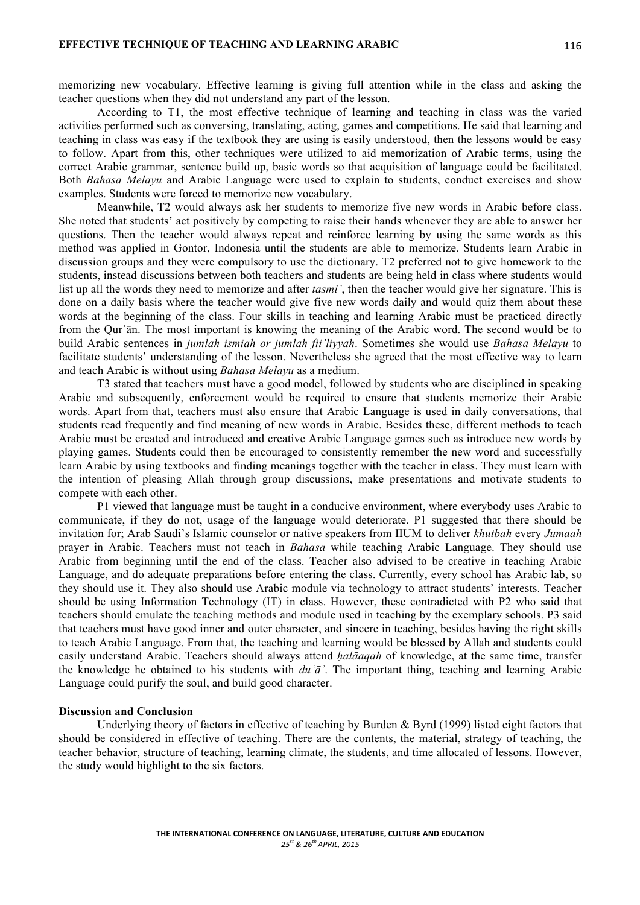memorizing new vocabulary. Effective learning is giving full attention while in the class and asking the teacher questions when they did not understand any part of the lesson.

According to T1, the most effective technique of learning and teaching in class was the varied activities performed such as conversing, translating, acting, games and competitions. He said that learning and teaching in class was easy if the textbook they are using is easily understood, then the lessons would be easy to follow. Apart from this, other techniques were utilized to aid memorization of Arabic terms, using the correct Arabic grammar, sentence build up, basic words so that acquisition of language could be facilitated. Both *Bahasa Melayu* and Arabic Language were used to explain to students, conduct exercises and show examples. Students were forced to memorize new vocabulary.

Meanwhile, T2 would always ask her students to memorize five new words in Arabic before class. She noted that students' act positively by competing to raise their hands whenever they are able to answer her questions. Then the teacher would always repeat and reinforce learning by using the same words as this method was applied in Gontor, Indonesia until the students are able to memorize. Students learn Arabic in discussion groups and they were compulsory to use the dictionary. T2 preferred not to give homework to the students, instead discussions between both teachers and students are being held in class where students would list up all the words they need to memorize and after *tasmi'*, then the teacher would give her signature. This is done on a daily basis where the teacher would give five new words daily and would quiz them about these words at the beginning of the class. Four skills in teaching and learning Arabic must be practiced directly from the Qurʾān. The most important is knowing the meaning of the Arabic word. The second would be to build Arabic sentences in *jumlah ismiah or jumlah fii'liyyah*. Sometimes she would use *Bahasa Melayu* to facilitate students' understanding of the lesson. Nevertheless she agreed that the most effective way to learn and teach Arabic is without using *Bahasa Melayu* as a medium.

T3 stated that teachers must have a good model, followed by students who are disciplined in speaking Arabic and subsequently, enforcement would be required to ensure that students memorize their Arabic words. Apart from that, teachers must also ensure that Arabic Language is used in daily conversations, that students read frequently and find meaning of new words in Arabic. Besides these, different methods to teach Arabic must be created and introduced and creative Arabic Language games such as introduce new words by playing games. Students could then be encouraged to consistently remember the new word and successfully learn Arabic by using textbooks and finding meanings together with the teacher in class. They must learn with the intention of pleasing Allah through group discussions, make presentations and motivate students to compete with each other.

P1 viewed that language must be taught in a conducive environment, where everybody uses Arabic to communicate, if they do not, usage of the language would deteriorate. P1 suggested that there should be invitation for; Arab Saudi's Islamic counselor or native speakers from IIUM to deliver *khutbah* every *Jumaah* prayer in Arabic. Teachers must not teach in *Bahasa* while teaching Arabic Language. They should use Arabic from beginning until the end of the class. Teacher also advised to be creative in teaching Arabic Language, and do adequate preparations before entering the class. Currently, every school has Arabic lab, so they should use it. They also should use Arabic module via technology to attract students' interests. Teacher should be using Information Technology (IT) in class. However, these contradicted with P2 who said that teachers should emulate the teaching methods and module used in teaching by the exemplary schools. P3 said that teachers must have good inner and outer character, and sincere in teaching, besides having the right skills to teach Arabic Language. From that, the teaching and learning would be blessed by Allah and students could easily understand Arabic. Teachers should always attend *ḥalāaqah* of knowledge, at the same time, transfer the knowledge he obtained to his students with *duʿāʾ*. The important thing, teaching and learning Arabic Language could purify the soul, and build good character.

**Discussion and Conclusion**

Underlying theory of factors in effective of teaching by Burden & Byrd (1999) listed eight factors that should be considered in effective of teaching. There are the contents, the material, strategy of teaching, the teacher behavior, structure of teaching, learning climate, the students, and time allocated of lessons. However, the study would highlight to the six factors.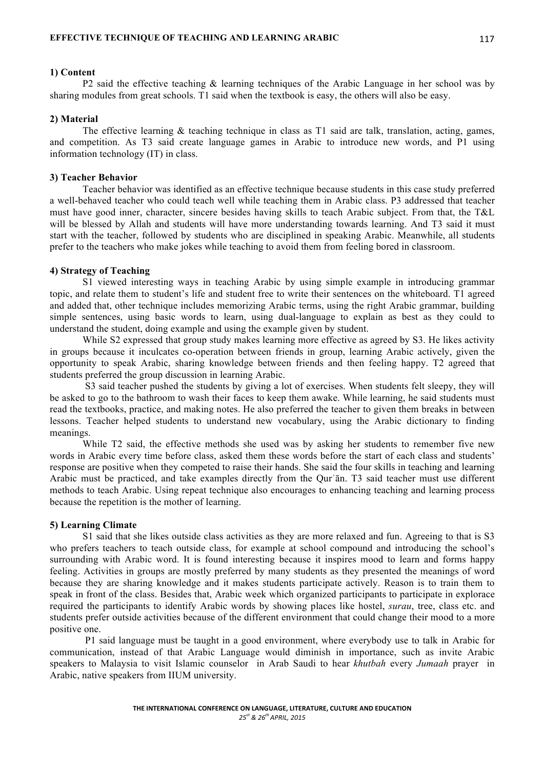**1) Content**

P2 said the effective teaching & learning techniques of the Arabic Language in her school was by sharing modules from great schools. T1 said when the textbook is easy, the others will also be easy.

**2) Material**

The effective learning & teaching technique in class as T1 said are talk, translation, acting, games, and competition. As T3 said create language games in Arabic to introduce new words, and P1 using information technology (IT) in class.

**3) Teacher Behavior**

Teacher behavior was identified as an effective technique because students in this case study preferred a well-behaved teacher who could teach well while teaching them in Arabic class. P3 addressed that teacher must have good inner, character, sincere besides having skills to teach Arabic subject. From that, the T&L will be blessed by Allah and students will have more understanding towards learning. And T3 said it must start with the teacher, followed by students who are disciplined in speaking Arabic. Meanwhile, all students prefer to the teachers who make jokes while teaching to avoid them from feeling bored in classroom.

**4) Strategy of Teaching**

S1 viewed interesting ways in teaching Arabic by using simple example in introducing grammar topic, and relate them to student's life and student free to write their sentences on the whiteboard. T1 agreed and added that, other technique includes memorizing Arabic terms, using the right Arabic grammar, building simple sentences, using basic words to learn, using dual-language to explain as best as they could to understand the student, doing example and using the example given by student.

While S2 expressed that group study makes learning more effective as agreed by S3. He likes activity in groups because it inculcates co-operation between friends in group, learning Arabic actively, given the opportunity to speak Arabic, sharing knowledge between friends and then feeling happy. T2 agreed that students preferred the group discussion in learning Arabic.

S3 said teacher pushed the students by giving a lot of exercises. When students felt sleepy, they will be asked to go to the bathroom to wash their faces to keep them awake. While learning, he said students must read the textbooks, practice, and making notes. He also preferred the teacher to given them breaks in between lessons. Teacher helped students to understand new vocabulary, using the Arabic dictionary to finding meanings.

While T2 said, the effective methods she used was by asking her students to remember five new words in Arabic every time before class, asked them these words before the start of each class and students' response are positive when they competed to raise their hands. She said the four skills in teaching and learning Arabic must be practiced, and take examples directly from the Qurʾān. T3 said teacher must use different methods to teach Arabic. Using repeat technique also encourages to enhancing teaching and learning process because the repetition is the mother of learning.

**5) Learning Climate**

S1 said that she likes outside class activities as they are more relaxed and fun. Agreeing to that is S3 who prefers teachers to teach outside class, for example at school compound and introducing the school's surrounding with Arabic word. It is found interesting because it inspires mood to learn and forms happy feeling. Activities in groups are mostly preferred by many students as they presented the meanings of word because they are sharing knowledge and it makes students participate actively. Reason is to train them to speak in front of the class. Besides that, Arabic week which organized participants to participate in explorace required the participants to identify Arabic words by showing places like hostel, *surau*, tree, class etc. and students prefer outside activities because of the different environment that could change their mood to a more positive one.

P1 said language must be taught in a good environment, where everybody use to talk in Arabic for communication, instead of that Arabic Language would diminish in importance, such as invite Arabic speakers to Malaysia to visit Islamic counselor in Arab Saudi to hear *khutbah* every *Jumaah* prayer in Arabic, native speakers from IIUM university.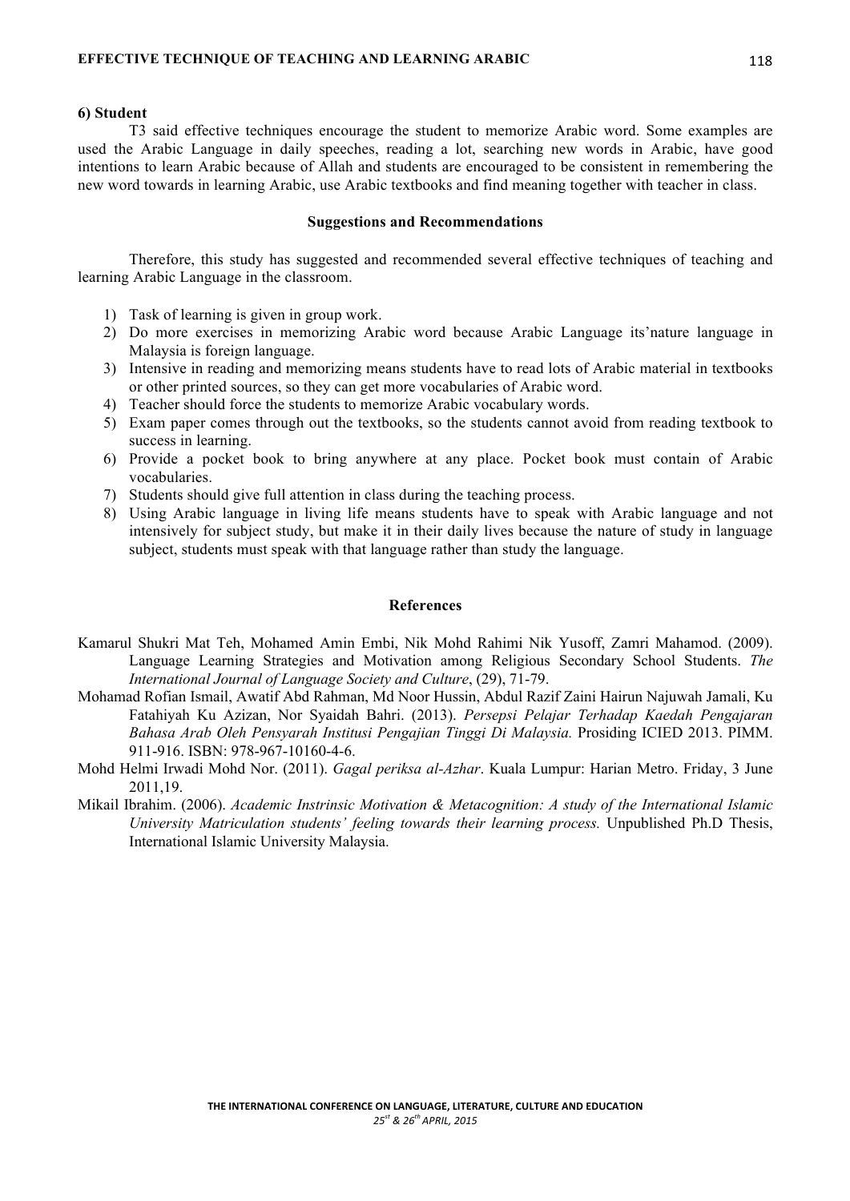**6) Student**

T3 said effective techniques encourage the student to memorize Arabic word. Some examples are used the Arabic Language in daily speeches, reading a lot, searching new words in Arabic, have good intentions to learn Arabic because of Allah and students are encouraged to be consistent in remembering the new word towards in learning Arabic, use Arabic textbooks and find meaning together with teacher in class.

## Suggestions and Recommendations

Therefore, this study has suggested and recommended several effective techniques of teaching and learning Arabic Language in the classroom.

1) Task of learning is given in group work.
2) Do more exercises in memorizing Arabic word because Arabic Language its'nature language in Malaysia is foreign language.
3) Intensive in reading and memorizing means students have to read lots of Arabic material in textbooks or other printed sources, so they can get more vocabularies of Arabic word.
4) Teacher should force the students to memorize Arabic vocabulary words.
5) Exam paper comes through out the textbooks, so the students cannot avoid from reading textbook to success in learning.
6) Provide a pocket book to bring anywhere at any place. Pocket book must contain of Arabic vocabularies.
7) Students should give full attention in class during the teaching process.
8) Using Arabic language in living life means students have to speak with Arabic language and not intensively for subject study, but make it in their daily lives because the nature of study in language subject, students must speak with that language rather than study the language.

## References

Kamarul Shukri Mat Teh, Mohamed Amin Embi, Nik Mohd Rahimi Nik Yusoff, Zamri Mahamod. (2009). Language Learning Strategies and Motivation among Religious Secondary School Students. *The International Journal of Language Society and Culture*, (29), 71-79.

Mohamad Rofian Ismail, Awatif Abd Rahman, Md Noor Hussin, Abdul Razif Zaini Hairun Najuwah Jamali, Ku Fatahiyah Ku Azizan, Nor Syaidah Bahri. (2013). *Persepsi Pelajar Terhadap Kaedah Pengajaran Bahasa Arab Oleh Pensyarah Institusi Pengajian Tinggi Di Malaysia.* Prosiding ICIED 2013. PIMM. 911-916. ISBN: 978-967-10160-4-6.

Mohd Helmi Irwadi Mohd Nor. (2011). *Gagal periksa al-Azhar*. Kuala Lumpur: Harian Metro. Friday, 3 June 2011,19.

Mikail Ibrahim. (2006). *Academic Instrinsic Motivation & Metacognition: A study of the International Islamic University Matriculation students' feeling towards their learning process.* Unpublished Ph.D Thesis, International Islamic University Malaysia.